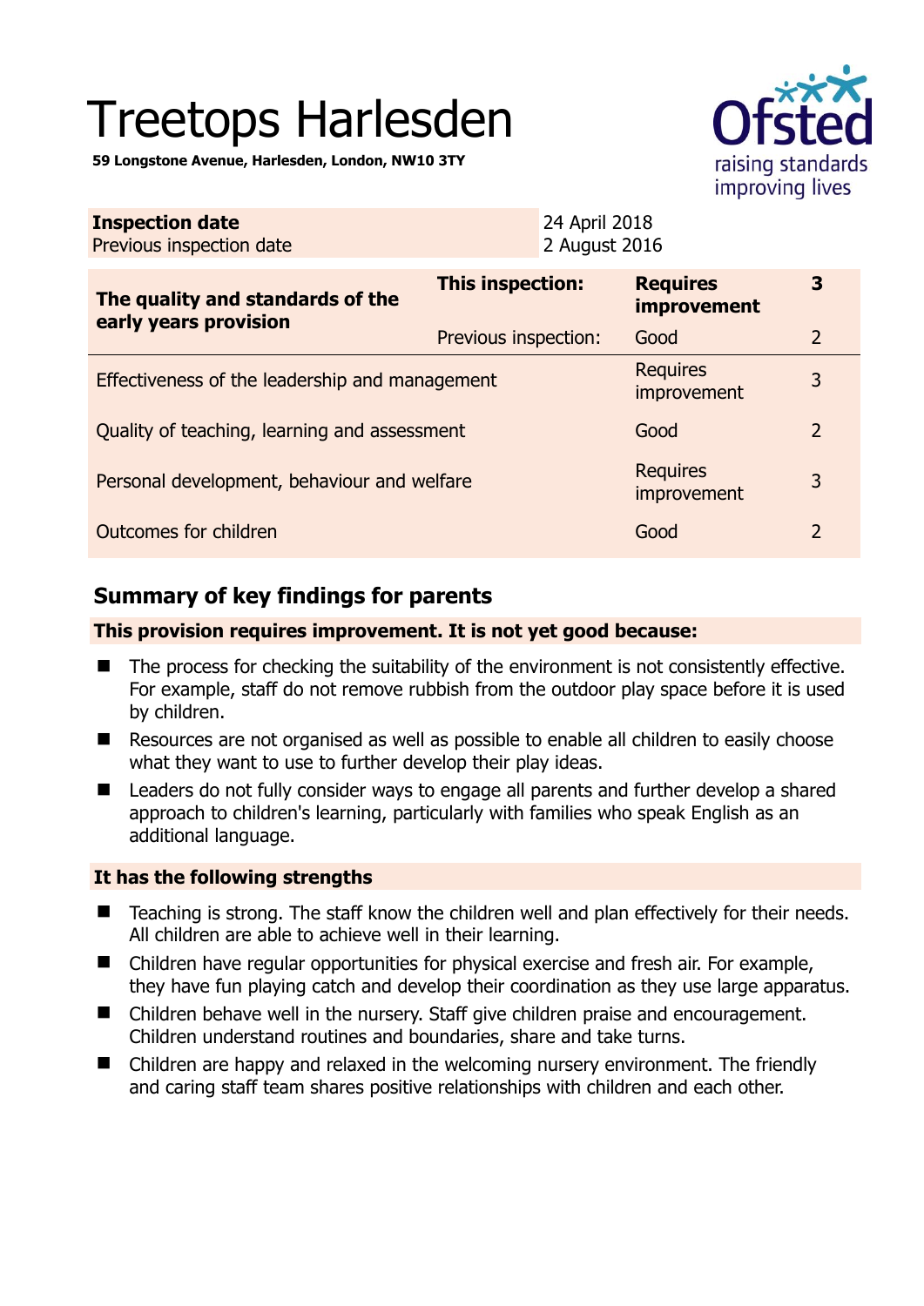# Treetops Harlesden

**59 Longstone Avenue, Harlesden, London, NW10 3TY**

| **Inspection date** | 24 April 2018 |
|---|---|
| Previous inspection date | 2 August 2016 |

| **The quality and standards of the early years provision** | **This inspection:** | **Requires improvement** | **3** |
|---|---|---|---|
| | Previous inspection: | Good | 2 |
| Effectiveness of the leadership and management | | Requires improvement | 3 |
| Quality of teaching, learning and assessment | | Good | 2 |
| Personal development, behaviour and welfare | | Requires improvement | 3 |
| Outcomes for children | | Good | 2 |

## Summary of key findings for parents

**This provision requires improvement. It is not yet good because:**

- The process for checking the suitability of the environment is not consistently effective. For example, staff do not remove rubbish from the outdoor play space before it is used by children.
- Resources are not organised as well as possible to enable all children to easily choose what they want to use to further develop their play ideas.
- Leaders do not fully consider ways to engage all parents and further develop a shared approach to children's learning, particularly with families who speak English as an additional language.

**It has the following strengths**

- Teaching is strong. The staff know the children well and plan effectively for their needs. All children are able to achieve well in their learning.
- Children have regular opportunities for physical exercise and fresh air. For example, they have fun playing catch and develop their coordination as they use large apparatus.
- Children behave well in the nursery. Staff give children praise and encouragement. Children understand routines and boundaries, share and take turns.
- Children are happy and relaxed in the welcoming nursery environment. The friendly and caring staff team shares positive relationships with children and each other.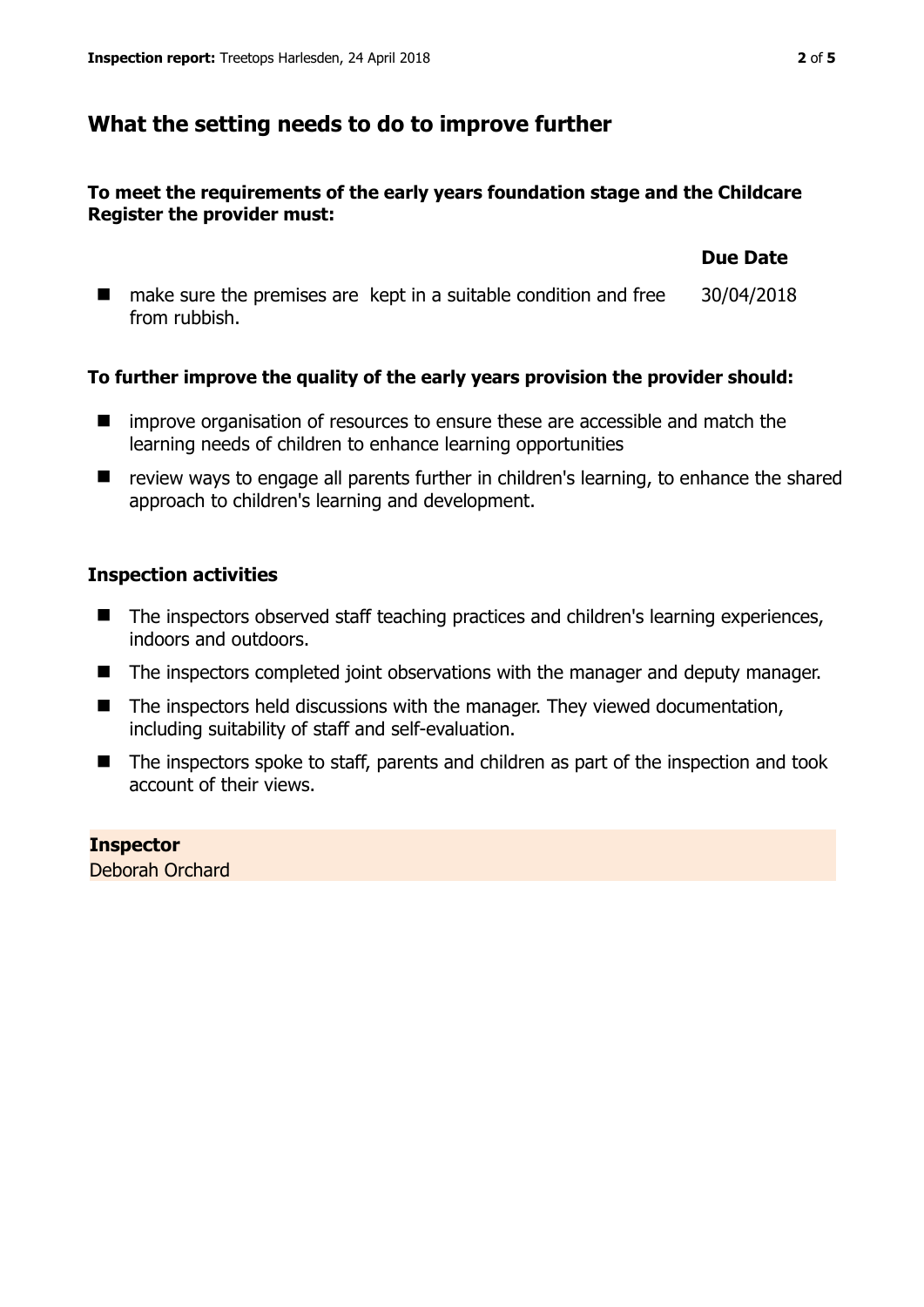## What the setting needs to do to improve further

**To meet the requirements of the early years foundation stage and the Childcare Register the provider must:**

| | Due Date |
|---|---|
| make sure the premises are kept in a suitable condition and free from rubbish. | 30/04/2018 |

**To further improve the quality of the early years provision the provider should:**

- improve organisation of resources to ensure these are accessible and match the learning needs of children to enhance learning opportunities
- review ways to engage all parents further in children's learning, to enhance the shared approach to children's learning and development.

### Inspection activities

- The inspectors observed staff teaching practices and children's learning experiences, indoors and outdoors.
- The inspectors completed joint observations with the manager and deputy manager.
- The inspectors held discussions with the manager. They viewed documentation, including suitability of staff and self-evaluation.
- The inspectors spoke to staff, parents and children as part of the inspection and took account of their views.

**Inspector**
Deborah Orchard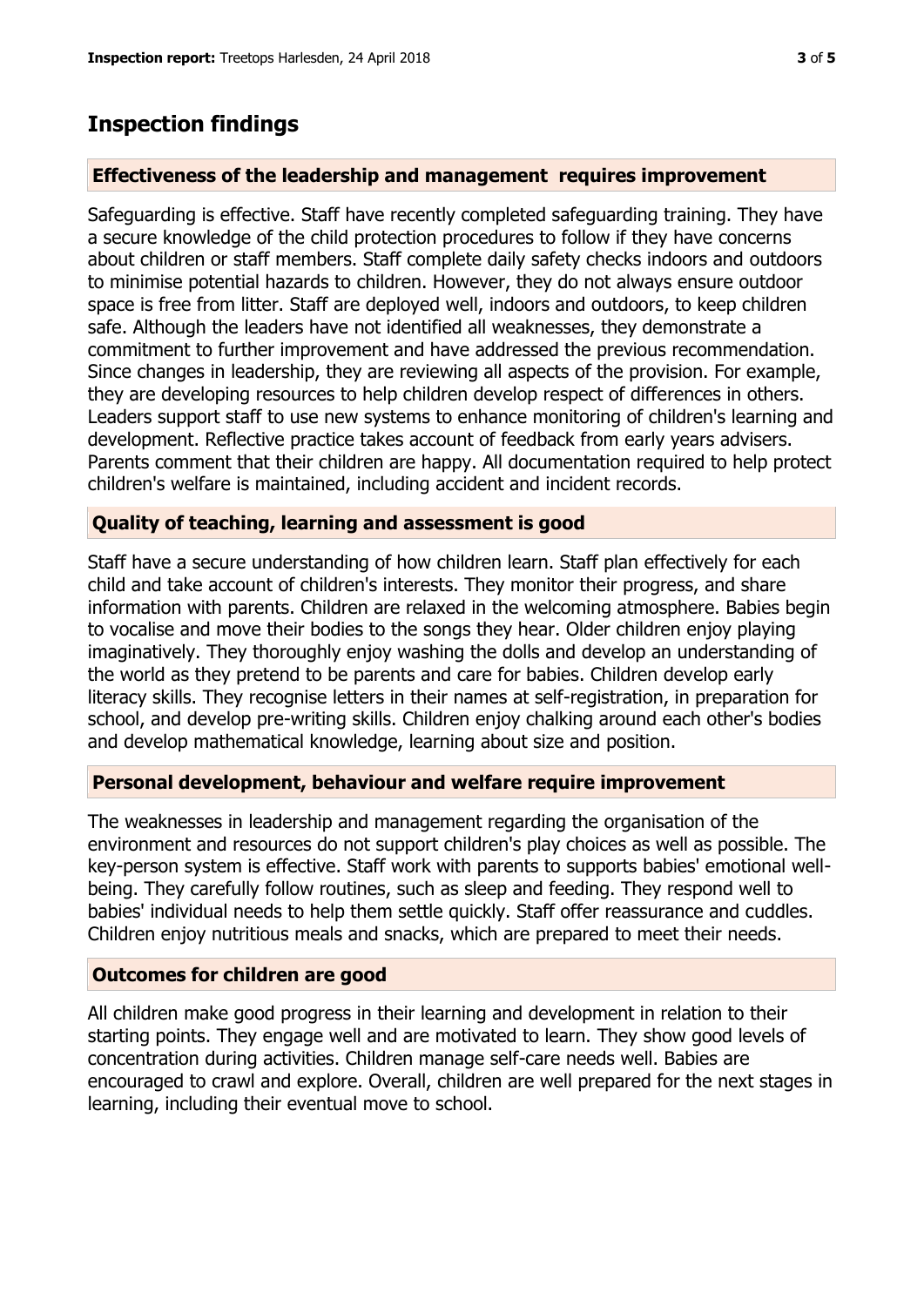## Inspection findings

### Effectiveness of the leadership and management requires improvement

Safeguarding is effective. Staff have recently completed safeguarding training. They have a secure knowledge of the child protection procedures to follow if they have concerns about children or staff members. Staff complete daily safety checks indoors and outdoors to minimise potential hazards to children. However, they do not always ensure outdoor space is free from litter. Staff are deployed well, indoors and outdoors, to keep children safe. Although the leaders have not identified all weaknesses, they demonstrate a commitment to further improvement and have addressed the previous recommendation. Since changes in leadership, they are reviewing all aspects of the provision. For example, they are developing resources to help children develop respect of differences in others. Leaders support staff to use new systems to enhance monitoring of children's learning and development. Reflective practice takes account of feedback from early years advisers. Parents comment that their children are happy. All documentation required to help protect children's welfare is maintained, including accident and incident records.

### Quality of teaching, learning and assessment is good

Staff have a secure understanding of how children learn. Staff plan effectively for each child and take account of children's interests. They monitor their progress, and share information with parents. Children are relaxed in the welcoming atmosphere. Babies begin to vocalise and move their bodies to the songs they hear. Older children enjoy playing imaginatively. They thoroughly enjoy washing the dolls and develop an understanding of the world as they pretend to be parents and care for babies. Children develop early literacy skills. They recognise letters in their names at self-registration, in preparation for school, and develop pre-writing skills. Children enjoy chalking around each other's bodies and develop mathematical knowledge, learning about size and position.

### Personal development, behaviour and welfare require improvement

The weaknesses in leadership and management regarding the organisation of the environment and resources do not support children's play choices as well as possible. The key-person system is effective. Staff work with parents to supports babies' emotional well-being. They carefully follow routines, such as sleep and feeding. They respond well to babies' individual needs to help them settle quickly. Staff offer reassurance and cuddles. Children enjoy nutritious meals and snacks, which are prepared to meet their needs.

### Outcomes for children are good

All children make good progress in their learning and development in relation to their starting points. They engage well and are motivated to learn. They show good levels of concentration during activities. Children manage self-care needs well. Babies are encouraged to crawl and explore. Overall, children are well prepared for the next stages in learning, including their eventual move to school.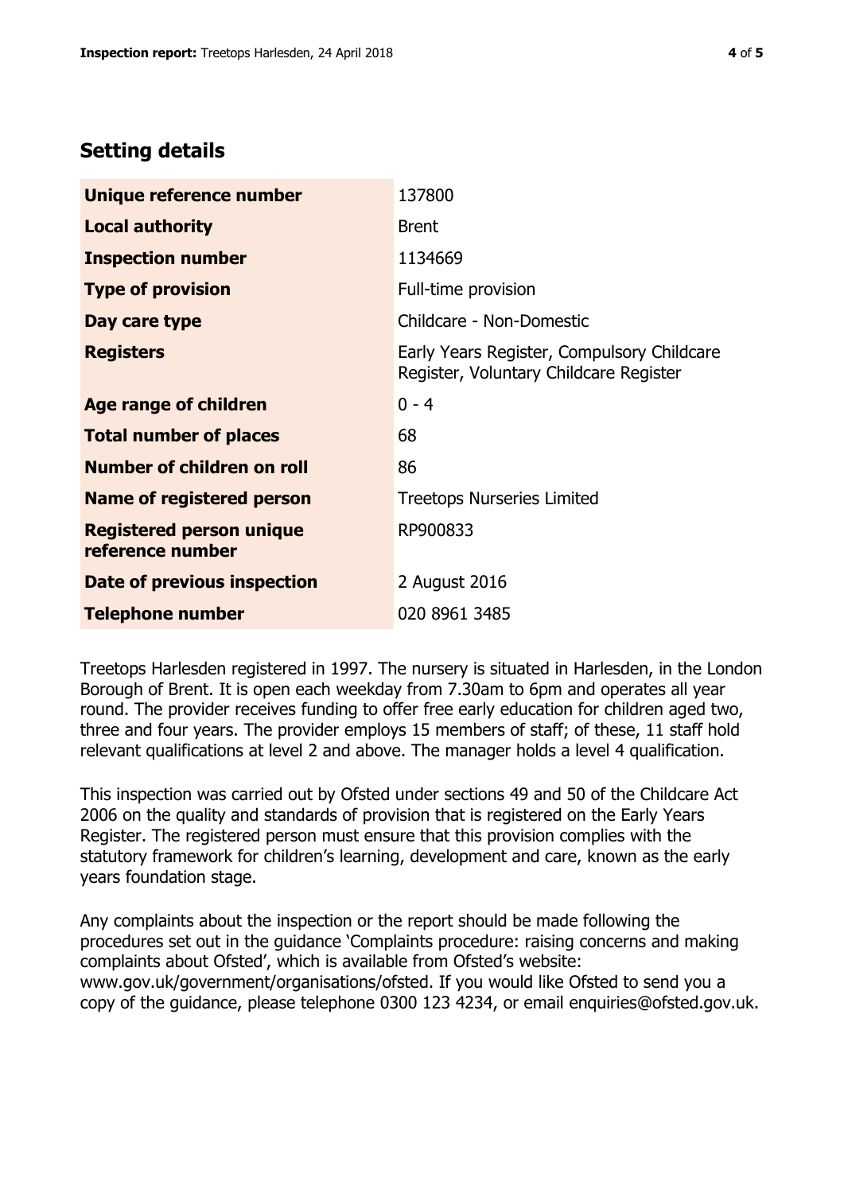## Setting details

| | |
|---|---|
| **Unique reference number** | 137800 |
| **Local authority** | Brent |
| **Inspection number** | 1134669 |
| **Type of provision** | Full-time provision |
| **Day care type** | Childcare - Non-Domestic |
| **Registers** | Early Years Register, Compulsory Childcare Register, Voluntary Childcare Register |
| **Age range of children** | 0 - 4 |
| **Total number of places** | 68 |
| **Number of children on roll** | 86 |
| **Name of registered person** | Treetops Nurseries Limited |
| **Registered person unique reference number** | RP900833 |
| **Date of previous inspection** | 2 August 2016 |
| **Telephone number** | 020 8961 3485 |

Treetops Harlesden registered in 1997. The nursery is situated in Harlesden, in the London Borough of Brent. It is open each weekday from 7.30am to 6pm and operates all year round. The provider receives funding to offer free early education for children aged two, three and four years. The provider employs 15 members of staff; of these, 11 staff hold relevant qualifications at level 2 and above. The manager holds a level 4 qualification.

This inspection was carried out by Ofsted under sections 49 and 50 of the Childcare Act 2006 on the quality and standards of provision that is registered on the Early Years Register. The registered person must ensure that this provision complies with the statutory framework for children's learning, development and care, known as the early years foundation stage.

Any complaints about the inspection or the report should be made following the procedures set out in the guidance 'Complaints procedure: raising concerns and making complaints about Ofsted', which is available from Ofsted's website: www.gov.uk/government/organisations/ofsted. If you would like Ofsted to send you a copy of the guidance, please telephone 0300 123 4234, or email enquiries@ofsted.gov.uk.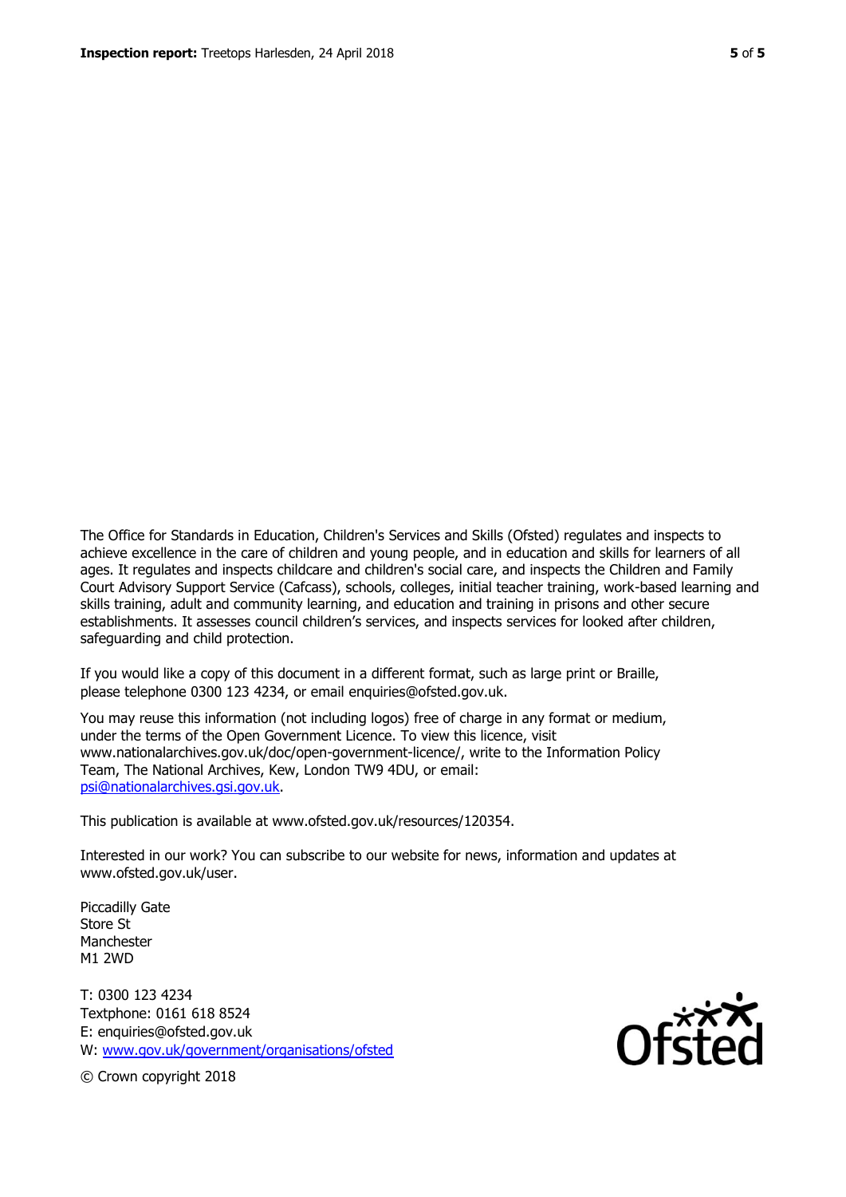The Office for Standards in Education, Children's Services and Skills (Ofsted) regulates and inspects to achieve excellence in the care of children and young people, and in education and skills for learners of all ages. It regulates and inspects childcare and children's social care, and inspects the Children and Family Court Advisory Support Service (Cafcass), schools, colleges, initial teacher training, work-based learning and skills training, adult and community learning, and education and training in prisons and other secure establishments. It assesses council children's services, and inspects services for looked after children, safeguarding and child protection.

If you would like a copy of this document in a different format, such as large print or Braille, please telephone 0300 123 4234, or email enquiries@ofsted.gov.uk.

You may reuse this information (not including logos) free of charge in any format or medium, under the terms of the Open Government Licence. To view this licence, visit www.nationalarchives.gov.uk/doc/open-government-licence/, write to the Information Policy Team, The National Archives, Kew, London TW9 4DU, or email: psi@nationalarchives.gsi.gov.uk.

This publication is available at www.ofsted.gov.uk/resources/120354.

Interested in our work? You can subscribe to our website for news, information and updates at www.ofsted.gov.uk/user.

Piccadilly Gate  
Store St  
Manchester  
M1 2WD

T: 0300 123 4234  
Textphone: 0161 618 8524  
E: enquiries@ofsted.gov.uk  
W: www.gov.uk/government/organisations/ofsted

© Crown copyright 2018